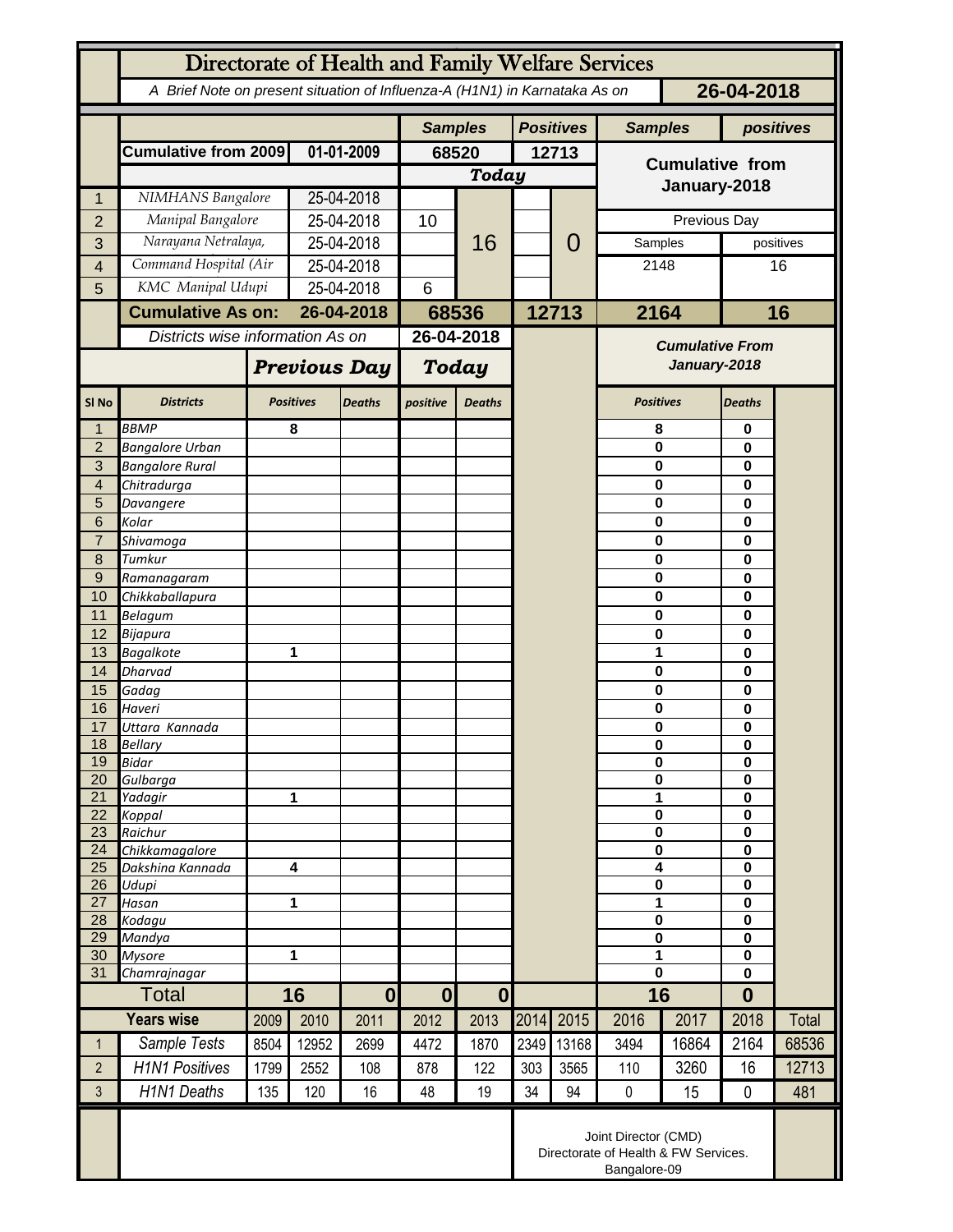# Directorate of Health and Family Welfare Services

*A Brief Note on present situation of Influenza-A (H1N1) in Karnataka As on* **26-04-2018**

| | | | Samples | | Positives | | Samples | positives |
|---|---|---|---|---|---|---|---|---|
| | Cumulative from 2009 | 01-01-2009 | 68520 | | 12713 | | Cumulative from January-2018 | |
| | | | Today | | | | | |
| 1 | NIMHANS Bangalore | 25-04-2018 | | 16 | | 0 | | |
| 2 | Manipal Bangalore | 25-04-2018 | 10 | | | | Previous Day | |
| 3 | Narayana Netralaya, | 25-04-2018 | | | | | Samples | positives |
| 4 | Command Hospital (Air | 25-04-2018 | | | | | 2148 | 16 |
| 5 | KMC Manipal Udupi | 25-04-2018 | 6 | | | | | |
| | **Cumulative As on:** | **26-04-2018** | **68536** | | **12713** | | **2164** | **16** |

*Districts wise information As on* **26-04-2018**

| Sl No | Districts | Previous Day Positives | Previous Day Deaths | Today positive | Today Deaths | Cumulative From January-2018 Positives | Cumulative From January-2018 Deaths |
|---|---|---|---|---|---|---|---|
| 1 | BBMP | 8 | | | | 8 | 0 |
| 2 | Bangalore Urban | | | | | 0 | 0 |
| 3 | Bangalore Rural | | | | | 0 | 0 |
| 4 | Chitradurga | | | | | 0 | 0 |
| 5 | Davangere | | | | | 0 | 0 |
| 6 | Kolar | | | | | 0 | 0 |
| 7 | Shivamoga | | | | | 0 | 0 |
| 8 | Tumkur | | | | | 0 | 0 |
| 9 | Ramanagaram | | | | | 0 | 0 |
| 10 | Chikkaballapura | | | | | 0 | 0 |
| 11 | Belagum | | | | | 0 | 0 |
| 12 | Bijapura | | | | | 0 | 0 |
| 13 | Bagalkote | 1 | | | | 1 | 0 |
| 14 | Dharvad | | | | | 0 | 0 |
| 15 | Gadag | | | | | 0 | 0 |
| 16 | Haveri | | | | | 0 | 0 |
| 17 | Uttara Kannada | | | | | 0 | 0 |
| 18 | Bellary | | | | | 0 | 0 |
| 19 | Bidar | | | | | 0 | 0 |
| 20 | Gulbarga | | | | | 0 | 0 |
| 21 | Yadagir | 1 | | | | 1 | 0 |
| 22 | Koppal | | | | | 0 | 0 |
| 23 | Raichur | | | | | 0 | 0 |
| 24 | Chikkamagalore | | | | | 0 | 0 |
| 25 | Dakshina Kannada | 4 | | | | 4 | 0 |
| 26 | Udupi | | | | | 0 | 0 |
| 27 | Hasan | 1 | | | | 1 | 0 |
| 28 | Kodagu | | | | | 0 | 0 |
| 29 | Mandya | | | | | 0 | 0 |
| 30 | Mysore | 1 | | | | 1 | 0 |
| 31 | Chamrajnagar | | | | | 0 | 0 |
| | **Total** | **16** | **0** | **0** | **0** | **16** | **0** |

| | Years wise | 2009 | 2010 | 2011 | 2012 | 2013 | 2014 | 2015 | 2016 | 2017 | 2018 | Total |
|---|---|---|---|---|---|---|---|---|---|---|---|---|
| 1 | Sample Tests | 8504 | 12952 | 2699 | 4472 | 1870 | 2349 | 13168 | 3494 | 16864 | 2164 | 68536 |
| 2 | H1N1 Positives | 1799 | 2552 | 108 | 878 | 122 | 303 | 3565 | 110 | 3260 | 16 | 12713 |
| 3 | H1N1 Deaths | 135 | 120 | 16 | 48 | 19 | 34 | 94 | 0 | 15 | 0 | 481 |

Joint Director (CMD)
Directorate of Health & FW Services.
Bangalore-09